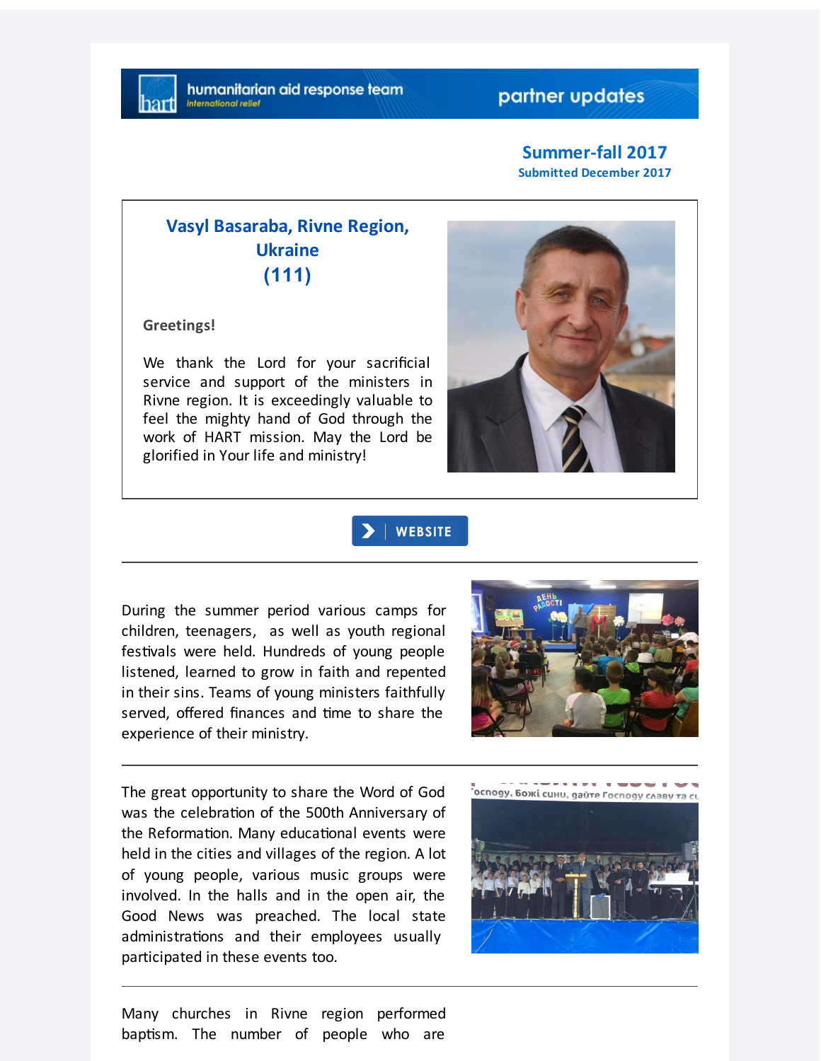humanitarian aid response team
international relief

partner updates

**Summer-fall 2017**
**Submitted December 2017**

## Vasyl Basaraba, Rivne Region, Ukraine (111)

**Greetings!**

We thank the Lord for your sacrificial service and support of the ministers in Rivne region. It is exceedingly valuable to feel the mighty hand of God through the work of HART mission. May the Lord be glorified in Your life and ministry!

WEBSITE

---

During the summer period various camps for children, teenagers, as well as youth regional festivals were held. Hundreds of young people listened, learned to grow in faith and repented in their sins. Teams of young ministers faithfully served, offered finances and time to share the experience of their ministry.

---

The great opportunity to share the Word of God was the celebration of the 500th Anniversary of the Reformation. Many educational events were held in the cities and villages of the region. A lot of young people, various music groups were involved. In the halls and in the open air, the Good News was preached. The local state administrations and their employees usually participated in these events too.

---

Many churches in Rivne region performed baptism. The number of people who are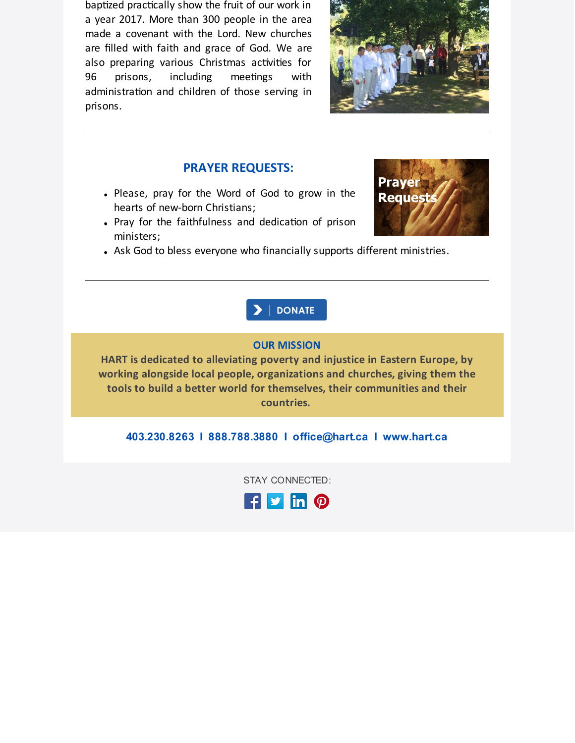baptized practically show the fruit of our work in a year 2017. More than 300 people in the area made a covenant with the Lord. New churches are filled with faith and grace of God. We are also preparing various Christmas activities for 96 prisons, including meetings with administration and children of those serving in prisons.

---

## PRAYER REQUESTS:

- Please, pray for the Word of God to grow in the hearts of new-born Christians;
- Pray for the faithfulness and dedication of prison ministers;
- Ask God to bless everyone who financially supports different ministries.

---

DONATE

**OUR MISSION**

**HART is dedicated to alleviating poverty and injustice in Eastern Europe, by working alongside local people, organizations and churches, giving them the tools to build a better world for themselves, their communities and their countries.**

**403.230.8263 I 888.788.3880 I office@hart.ca I www.hart.ca**

STAY CONNECTED: